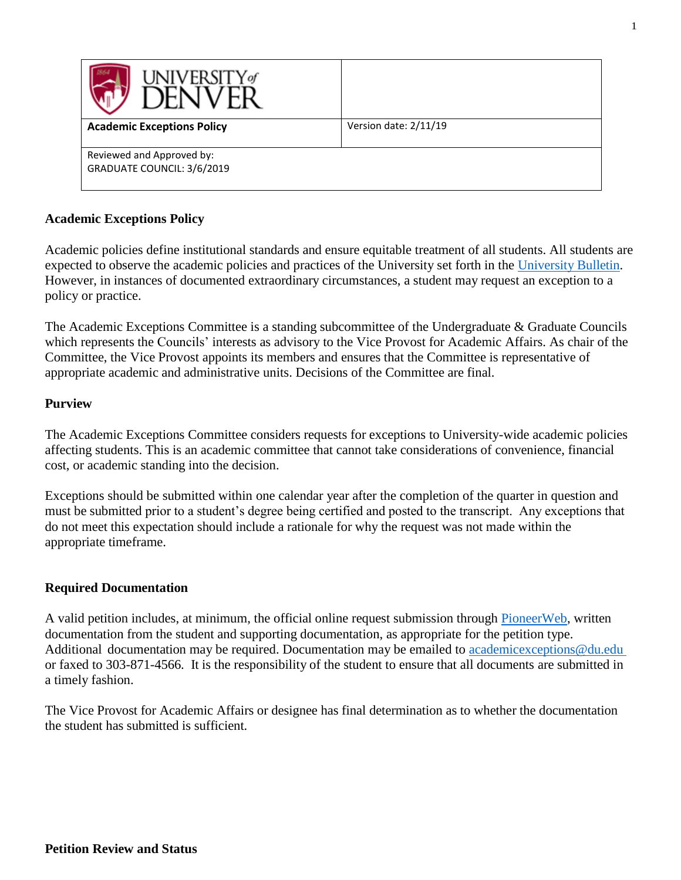| | |
|---|---|
| UNIVERSITY of DENVER | |
| **Academic Exceptions Policy** | Version date: 2/11/19 |
| Reviewed and Approved by:<br>GRADUATE COUNCIL: 3/6/2019 | |

## Academic Exceptions Policy

Academic policies define institutional standards and ensure equitable treatment of all students. All students are expected to observe the academic policies and practices of the University set forth in the [University Bulletin](). However, in instances of documented extraordinary circumstances, a student may request an exception to a policy or practice.

The Academic Exceptions Committee is a standing subcommittee of the Undergraduate & Graduate Councils which represents the Councils' interests as advisory to the Vice Provost for Academic Affairs. As chair of the Committee, the Vice Provost appoints its members and ensures that the Committee is representative of appropriate academic and administrative units. Decisions of the Committee are final.

## Purview

The Academic Exceptions Committee considers requests for exceptions to University-wide academic policies affecting students. This is an academic committee that cannot take considerations of convenience, financial cost, or academic standing into the decision.

Exceptions should be submitted within one calendar year after the completion of the quarter in question and must be submitted prior to a student's degree being certified and posted to the transcript. Any exceptions that do not meet this expectation should include a rationale for why the request was not made within the appropriate timeframe.

## Required Documentation

A valid petition includes, at minimum, the official online request submission through [PioneerWeb](), written documentation from the student and supporting documentation, as appropriate for the petition type. Additional documentation may be required. Documentation may be emailed to academicexceptions@du.edu or faxed to 303-871-4566. It is the responsibility of the student to ensure that all documents are submitted in a timely fashion.

The Vice Provost for Academic Affairs or designee has final determination as to whether the documentation the student has submitted is sufficient.

## Petition Review and Status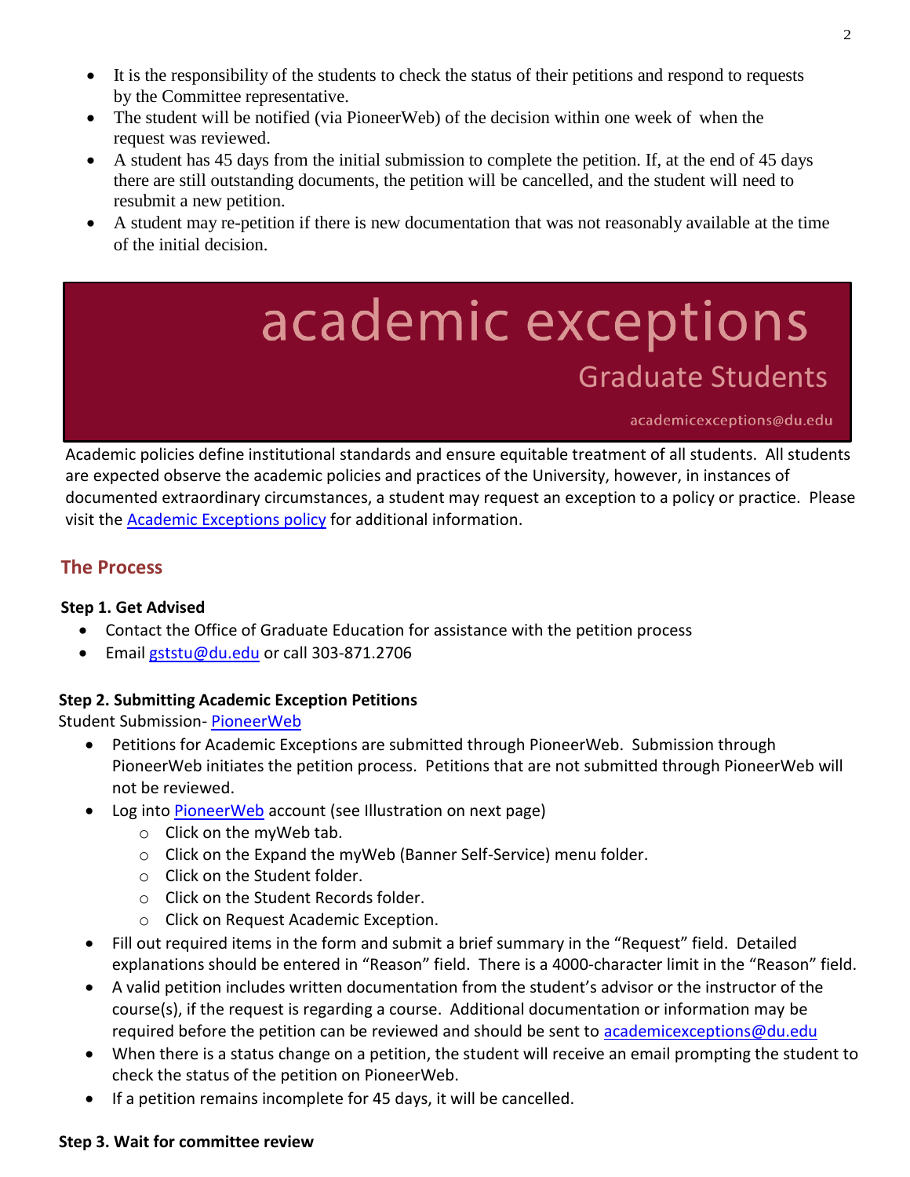- It is the responsibility of the students to check the status of their petitions and respond to requests by the Committee representative.
- The student will be notified (via PioneerWeb) of the decision within one week of when the request was reviewed.
- A student has 45 days from the initial submission to complete the petition. If, at the end of 45 days there are still outstanding documents, the petition will be cancelled, and the student will need to resubmit a new petition.
- A student may re-petition if there is new documentation that was not reasonably available at the time of the initial decision.

# academic exceptions

## Graduate Students

academicexceptions@du.edu

Academic policies define institutional standards and ensure equitable treatment of all students. All students are expected observe the academic policies and practices of the University, however, in instances of documented extraordinary circumstances, a student may request an exception to a policy or practice. Please visit the Academic Exceptions policy for additional information.

## The Process

**Step 1. Get Advised**

- Contact the Office of Graduate Education for assistance with the petition process
- Email gststu@du.edu or call 303-871.2706

**Step 2. Submitting Academic Exception Petitions**

Student Submission- PioneerWeb

- Petitions for Academic Exceptions are submitted through PioneerWeb. Submission through PioneerWeb initiates the petition process. Petitions that are not submitted through PioneerWeb will not be reviewed.
- Log into PioneerWeb account (see Illustration on next page)
  - Click on the myWeb tab.
  - Click on the Expand the myWeb (Banner Self-Service) menu folder.
  - Click on the Student folder.
  - Click on the Student Records folder.
  - Click on Request Academic Exception.
- Fill out required items in the form and submit a brief summary in the "Request" field. Detailed explanations should be entered in "Reason" field. There is a 4000-character limit in the "Reason" field.
- A valid petition includes written documentation from the student's advisor or the instructor of the course(s), if the request is regarding a course. Additional documentation or information may be required before the petition can be reviewed and should be sent to academicexceptions@du.edu
- When there is a status change on a petition, the student will receive an email prompting the student to check the status of the petition on PioneerWeb.
- If a petition remains incomplete for 45 days, it will be cancelled.

**Step 3. Wait for committee review**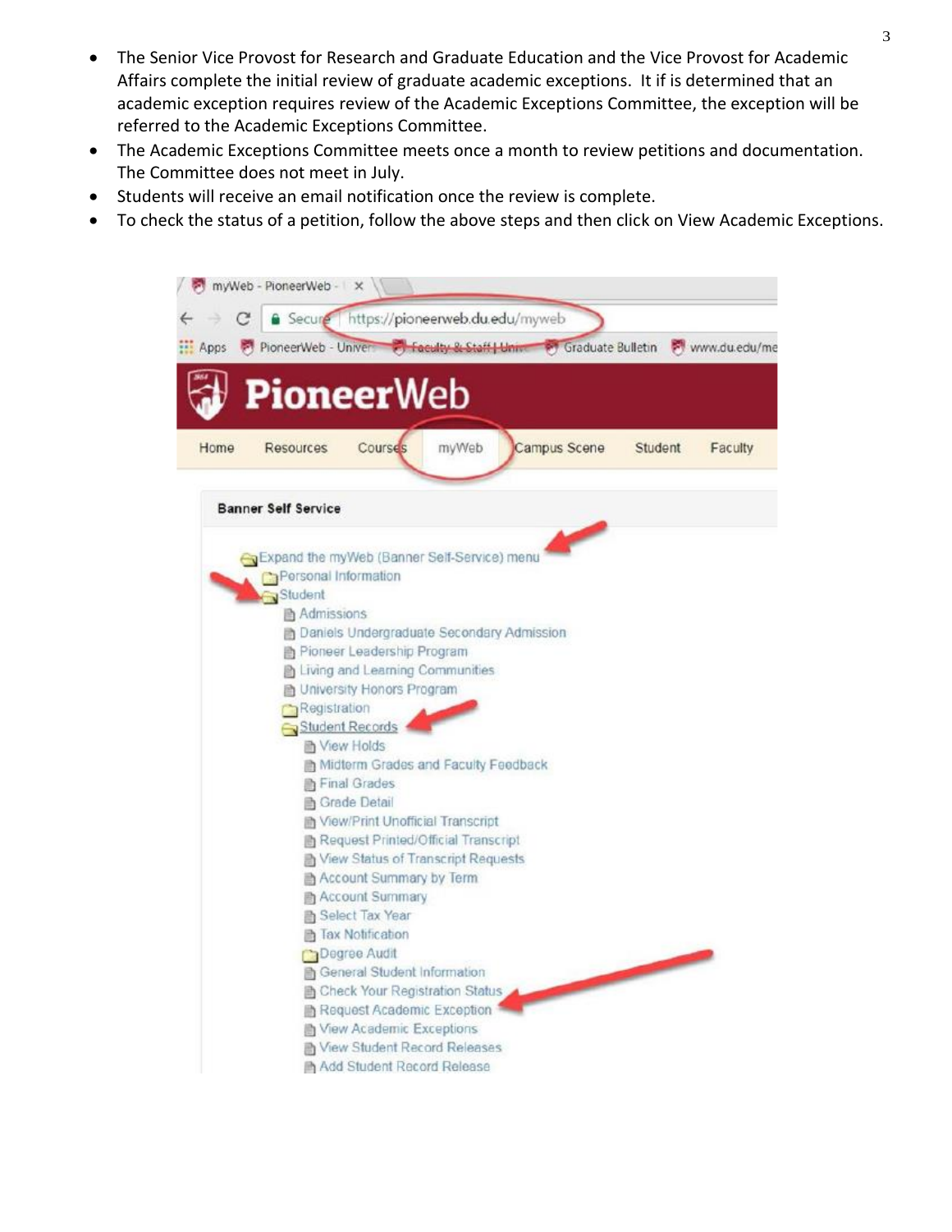- The Senior Vice Provost for Research and Graduate Education and the Vice Provost for Academic Affairs complete the initial review of graduate academic exceptions. It if is determined that an academic exception requires review of the Academic Exceptions Committee, the exception will be referred to the Academic Exceptions Committee.
- The Academic Exceptions Committee meets once a month to review petitions and documentation. The Committee does not meet in July.
- Students will receive an email notification once the review is complete.
- To check the status of a petition, follow the above steps and then click on View Academic Exceptions.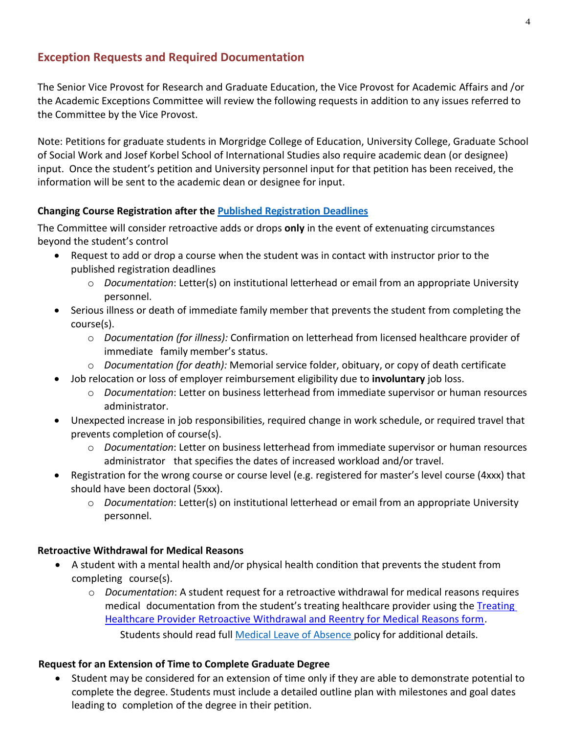## Exception Requests and Required Documentation

The Senior Vice Provost for Research and Graduate Education, the Vice Provost for Academic Affairs and /or the Academic Exceptions Committee will review the following requests in addition to any issues referred to the Committee by the Vice Provost.

Note: Petitions for graduate students in Morgridge College of Education, University College, Graduate School of Social Work and Josef Korbel School of International Studies also require academic dean (or designee) input. Once the student's petition and University personnel input for that petition has been received, the information will be sent to the academic dean or designee for input.

### Changing Course Registration after the [Published Registration Deadlines]

The Committee will consider retroactive adds or drops **only** in the event of extenuating circumstances beyond the student's control

- Request to add or drop a course when the student was in contact with instructor prior to the published registration deadlines
  - *Documentation*: Letter(s) on institutional letterhead or email from an appropriate University personnel.
- Serious illness or death of immediate family member that prevents the student from completing the course(s).
  - *Documentation (for illness):* Confirmation on letterhead from licensed healthcare provider of immediate family member's status.
  - *Documentation (for death):* Memorial service folder, obituary, or copy of death certificate
- Job relocation or loss of employer reimbursement eligibility due to **involuntary** job loss.
  - *Documentation*: Letter on business letterhead from immediate supervisor or human resources administrator.
- Unexpected increase in job responsibilities, required change in work schedule, or required travel that prevents completion of course(s).
  - *Documentation*: Letter on business letterhead from immediate supervisor or human resources administrator that specifies the dates of increased workload and/or travel.
- Registration for the wrong course or course level (e.g. registered for master's level course (4xxx) that should have been doctoral (5xxx).
  - *Documentation*: Letter(s) on institutional letterhead or email from an appropriate University personnel.

### Retroactive Withdrawal for Medical Reasons

- A student with a mental health and/or physical health condition that prevents the student from completing course(s).
  - *Documentation*: A student request for a retroactive withdrawal for medical reasons requires medical documentation from the student's treating healthcare provider using the Treating Healthcare Provider Retroactive Withdrawal and Reentry for Medical Reasons form.

    Students should read full Medical Leave of Absence policy for additional details.

### Request for an Extension of Time to Complete Graduate Degree

- Student may be considered for an extension of time only if they are able to demonstrate potential to complete the degree. Students must include a detailed outline plan with milestones and goal dates leading to completion of the degree in their petition.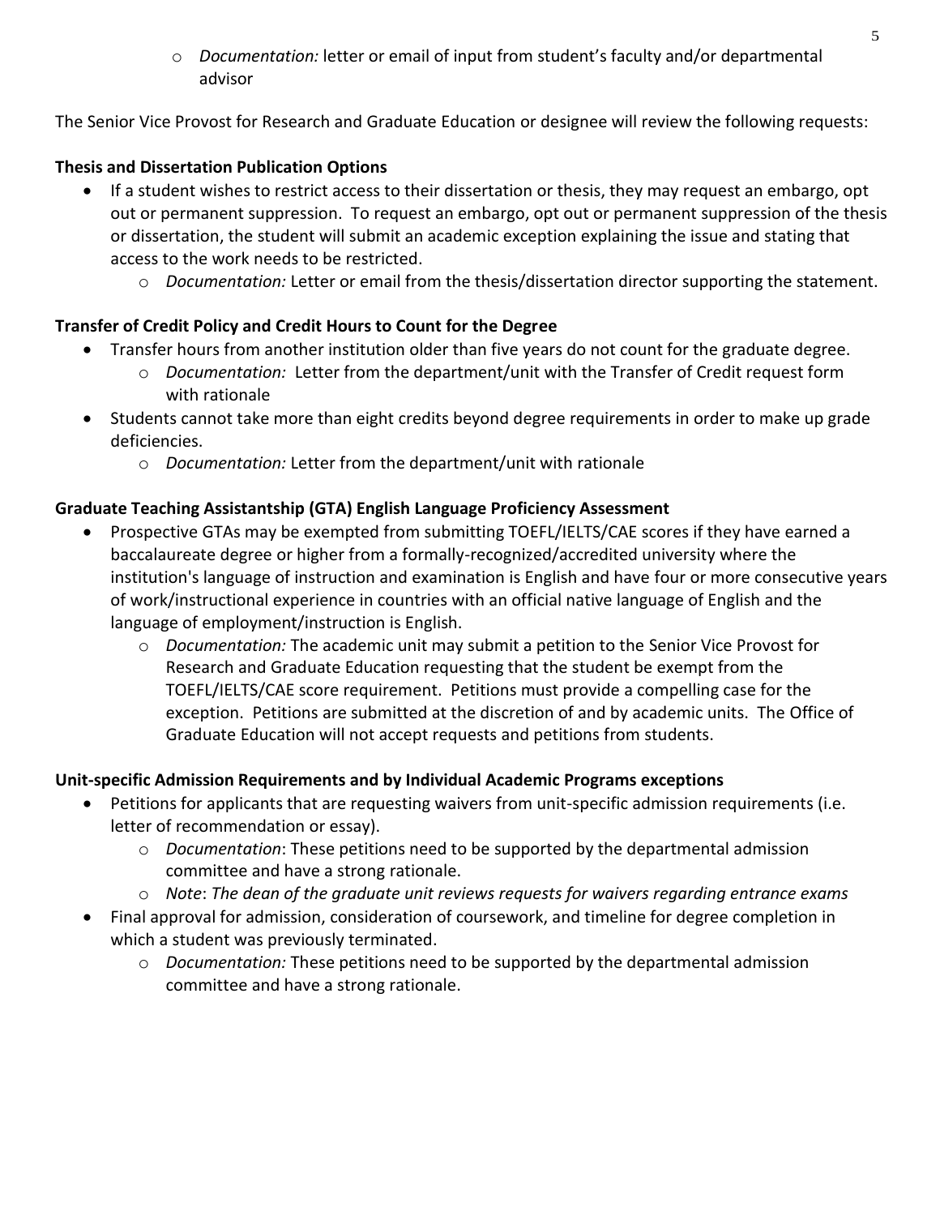- *Documentation:* letter or email of input from student's faculty and/or departmental advisor

The Senior Vice Provost for Research and Graduate Education or designee will review the following requests:

**Thesis and Dissertation Publication Options**

- If a student wishes to restrict access to their dissertation or thesis, they may request an embargo, opt out or permanent suppression. To request an embargo, opt out or permanent suppression of the thesis or dissertation, the student will submit an academic exception explaining the issue and stating that access to the work needs to be restricted.
  - *Documentation:* Letter or email from the thesis/dissertation director supporting the statement.

**Transfer of Credit Policy and Credit Hours to Count for the Degree**

- Transfer hours from another institution older than five years do not count for the graduate degree.
  - *Documentation:* Letter from the department/unit with the Transfer of Credit request form with rationale
- Students cannot take more than eight credits beyond degree requirements in order to make up grade deficiencies.
  - *Documentation:* Letter from the department/unit with rationale

**Graduate Teaching Assistantship (GTA) English Language Proficiency Assessment**

- Prospective GTAs may be exempted from submitting TOEFL/IELTS/CAE scores if they have earned a baccalaureate degree or higher from a formally-recognized/accredited university where the institution's language of instruction and examination is English and have four or more consecutive years of work/instructional experience in countries with an official native language of English and the language of employment/instruction is English.
  - *Documentation:* The academic unit may submit a petition to the Senior Vice Provost for Research and Graduate Education requesting that the student be exempt from the TOEFL/IELTS/CAE score requirement. Petitions must provide a compelling case for the exception. Petitions are submitted at the discretion of and by academic units. The Office of Graduate Education will not accept requests and petitions from students.

**Unit-specific Admission Requirements and by Individual Academic Programs exceptions**

- Petitions for applicants that are requesting waivers from unit-specific admission requirements (i.e. letter of recommendation or essay).
  - *Documentation*: These petitions need to be supported by the departmental admission committee and have a strong rationale.
  - *Note*: *The dean of the graduate unit reviews requests for waivers regarding entrance exams*
- Final approval for admission, consideration of coursework, and timeline for degree completion in which a student was previously terminated.
  - *Documentation:* These petitions need to be supported by the departmental admission committee and have a strong rationale.